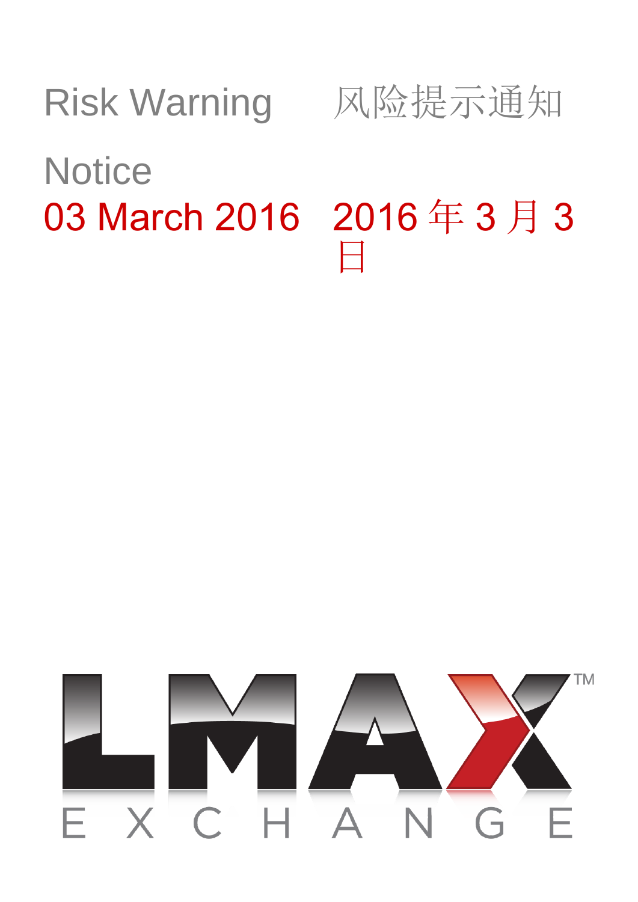# Risk Warning Notice

# 风险提示通知

**03 March 2016**

**2016 年 3 月 3 日**

LMAX™ EXCHANGE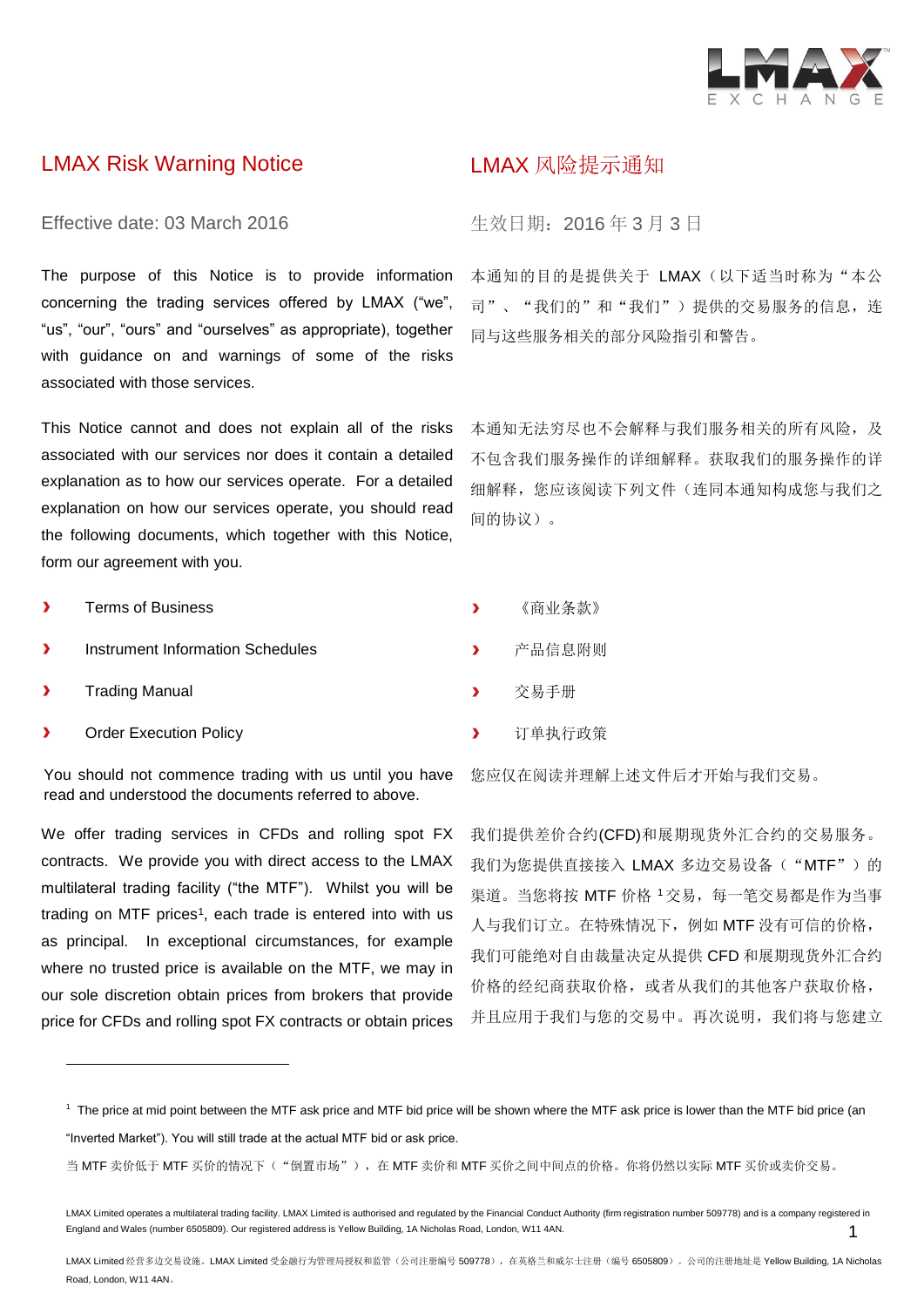# LMAX Risk Warning Notice

Effective date: 03 March 2016

The purpose of this Notice is to provide information concerning the trading services offered by LMAX ("we", "us", "our", "ours" and "ourselves" as appropriate), together with guidance on and warnings of some of the risks associated with those services.

This Notice cannot and does not explain all of the risks associated with our services nor does it contain a detailed explanation as to how our services operate. For a detailed explanation on how our services operate, you should read the following documents, which together with this Notice, form our agreement with you.

- Terms of Business
- Instrument Information Schedules
- Trading Manual
- Order Execution Policy

You should not commence trading with us until you have read and understood the documents referred to above.

We offer trading services in CFDs and rolling spot FX contracts. We provide you with direct access to the LMAX multilateral trading facility ("the MTF"). Whilst you will be trading on MTF prices[1], each trade is entered into with us as principal. In exceptional circumstances, for example where no trusted price is available on the MTF, we may in our sole discretion obtain prices from brokers that provide price for CFDs and rolling spot FX contracts or obtain prices

# LMAX 风险提示通知

生效日期：2016 年 3 月 3 日

本通知的目的是提供关于 LMAX（以下适当时称为"本公司"、"我们的"和"我们"）提供的交易服务的信息，连同与这些服务相关的部分风险指引和警告。

本通知无法穷尽也不会解释与我们服务相关的所有风险，及不包含我们服务操作的详细解释。获取我们的服务操作的详细解释，您应该阅读下列文件（连同本通知构成您与我们之间的协议）。

- 《商业条款》
- 产品信息附则
- 交易手册
- 订单执行政策

您应仅在阅读并理解上述文件后才开始与我们交易。

我们提供差价合约(CFD)和展期现货外汇合约的交易服务。我们为您提供直接接入 LMAX 多边交易设备（"MTF"）的渠道。当您将按 MTF 价格[1]交易，每一笔交易都是作为当事人与我们订立。在特殊情况下，例如 MTF 没有可信的价格，我们可能绝对自由裁量决定从提供 CFD 和展期现货外汇合约价格的经纪商获取价格，或者从我们的其他客户获取价格，并且应用于我们与您的交易中。再次说明，我们将与您建立

---

[1] The price at mid point between the MTF ask price and MTF bid price will be shown where the MTF ask price is lower than the MTF bid price (an "Inverted Market"). You will still trade at the actual MTF bid or ask price.

当 MTF 卖价低于 MTF 买价的情况下（"倒置市场"），在 MTF 卖价和 MTF 买价之间中间点的价格。你将仍然以实际 MTF 买价或卖价交易。

LMAX Limited operates a multilateral trading facility. LMAX Limited is authorised and regulated by the Financial Conduct Authority (firm registration number 509778) and is a company registered in England and Wales (number 6505809). Our registered address is Yellow Building, 1A Nicholas Road, London, W11 4AN.

LMAX Limited 经营多边交易设施。LMAX Limited 受金融行为管理局授权和监管（公司注册编号 509778），在英格兰和威尔士注册（编号 6505809）。公司的注册地址是 Yellow Building, 1A Nicholas Road, London, W11 4AN。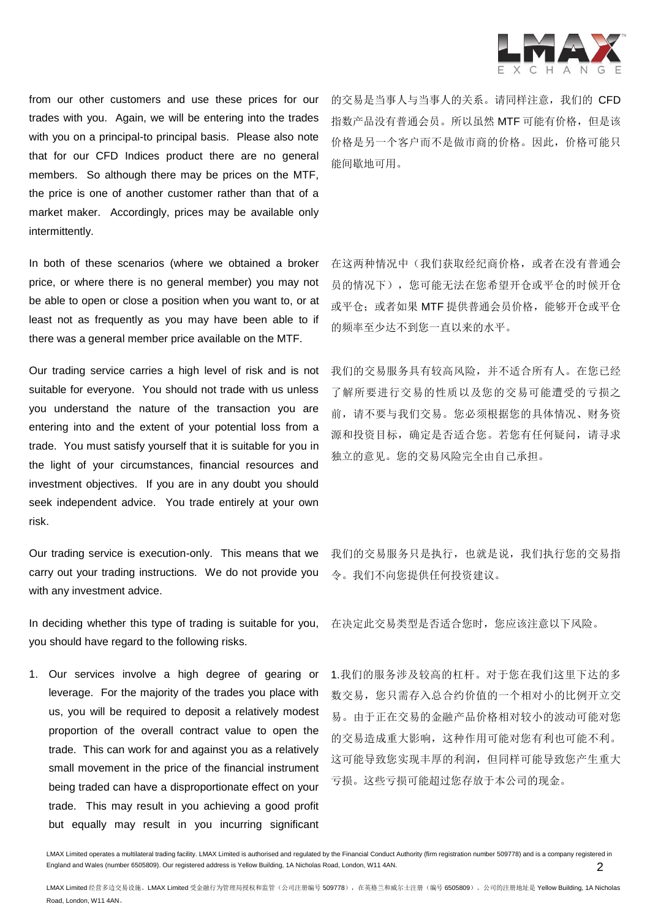from our other customers and use these prices for our trades with you. Again, we will be entering into the trades with you on a principal-to principal basis. Please also note that for our CFD Indices product there are no general members. So although there may be prices on the MTF, the price is one of another customer rather than that of a market maker. Accordingly, prices may be available only intermittently.

的交易是当事人与当事人的关系。请同样注意，我们的 CFD 指数产品没有普通会员。所以虽然 MTF 可能有价格，但是该价格是另一个客户而不是做市商的价格。因此，价格可能只能间歇地可用。

In both of these scenarios (where we obtained a broker price, or where there is no general member) you may not be able to open or close a position when you want to, or at least not as frequently as you may have been able to if there was a general member price available on the MTF.

在这两种情况中（我们获取经纪商价格，或者在没有普通会员的情况下），您可能无法在您希望开仓或平仓的时候开仓或平仓；或者如果 MTF 提供普通会员价格，能够开仓或平仓的频率至少达不到您一直以来的水平。

Our trading service carries a high level of risk and is not suitable for everyone. You should not trade with us unless you understand the nature of the transaction you are entering into and the extent of your potential loss from a trade. You must satisfy yourself that it is suitable for you in the light of your circumstances, financial resources and investment objectives. If you are in any doubt you should seek independent advice. You trade entirely at your own risk.

我们的交易服务具有较高风险，并不适合所有人。在您已经了解所要进行交易的性质以及您的交易可能遭受的亏损之前，请不要与我们交易。您必须根据您的具体情况、财务资源和投资目标，确定是否适合您。若您有任何疑问，请寻求独立的意见。您的交易风险完全由自己承担。

Our trading service is execution-only. This means that we carry out your trading instructions. We do not provide you with any investment advice.

我们的交易服务只是执行，也就是说，我们执行您的交易指令。我们不向您提供任何投资建议。

In deciding whether this type of trading is suitable for you, you should have regard to the following risks.

在决定此交易类型是否适合您时，您应该注意以下风险。

1. Our services involve a high degree of gearing or leverage. For the majority of the trades you place with us, you will be required to deposit a relatively modest proportion of the overall contract value to open the trade. This can work for and against you as a relatively small movement in the price of the financial instrument being traded can have a disproportionate effect on your trade. This may result in you achieving a good profit but equally may result in you incurring significant

1.我们的服务涉及较高的杠杆。对于您在我们这里下达的多数交易，您只需存入总合约价值的一个相对小的比例开立交易。由于正在交易的金融产品价格相对较小的波动可能对您的交易造成重大影响，这种作用可能对您有利也可能不利。这可能导致您实现丰厚的利润，但同样可能导致您产生重大亏损。这些亏损可能超过您存放于本公司的现金。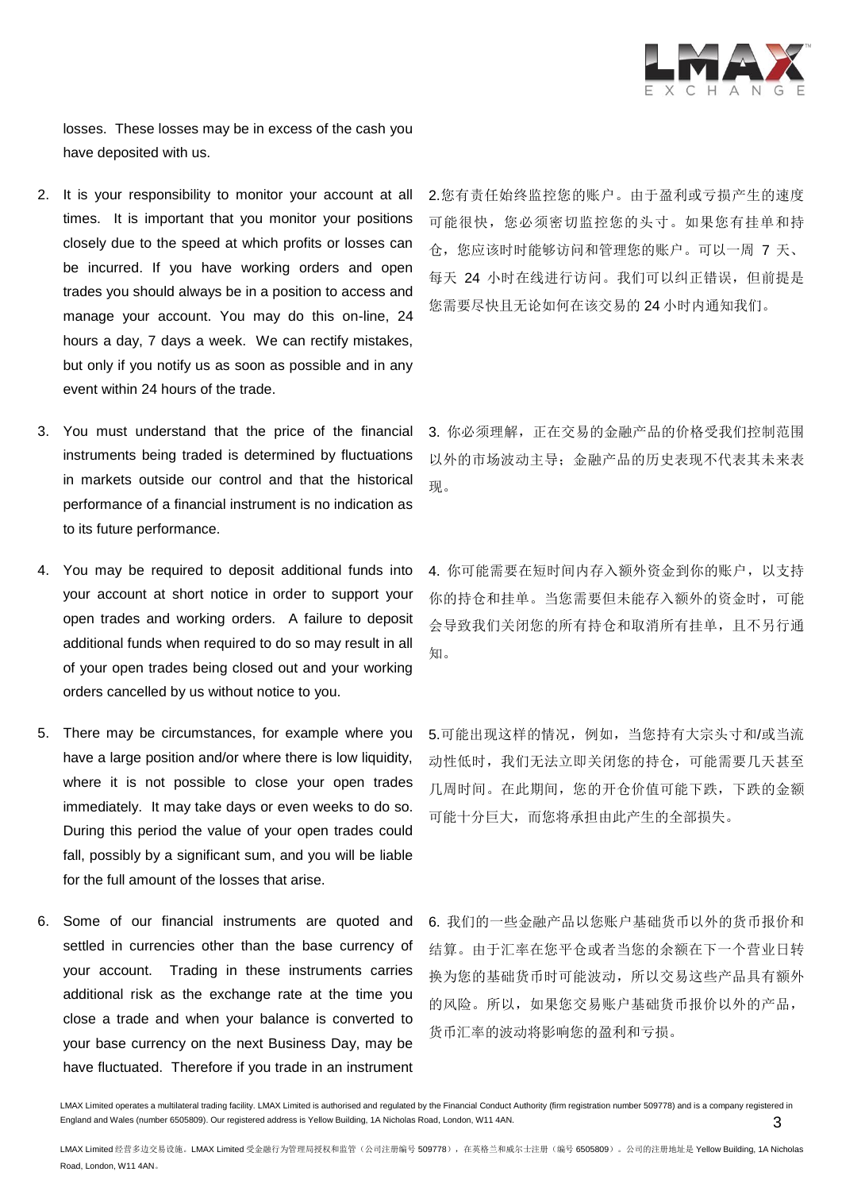losses. These losses may be in excess of the cash you have deposited with us.

2. It is your responsibility to monitor your account at all times. It is important that you monitor your positions closely due to the speed at which profits or losses can be incurred. If you have working orders and open trades you should always be in a position to access and manage your account. You may do this on-line, 24 hours a day, 7 days a week. We can rectify mistakes, but only if you notify us as soon as possible and in any event within 24 hours of the trade.

2.您有责任始终监控您的账户。由于盈利或亏损产生的速度可能很快，您必须密切监控您的头寸。如果您有挂单和持仓，您应该时时能够访问和管理您的账户。可以一周 7 天、每天 24 小时在线进行访问。我们可以纠正错误，但前提是您需要尽快且无论如何在该交易的 24 小时内通知我们。

3. You must understand that the price of the financial instruments being traded is determined by fluctuations in markets outside our control and that the historical performance of a financial instrument is no indication as to its future performance.

3. 你必须理解，正在交易的金融产品的价格受我们控制范围以外的市场波动主导；金融产品的历史表现不代表其未来表现。

4. You may be required to deposit additional funds into your account at short notice in order to support your open trades and working orders. A failure to deposit additional funds when required to do so may result in all of your open trades being closed out and your working orders cancelled by us without notice to you.

4. 你可能需要在短时间内存入额外资金到你的账户，以支持你的持仓和挂单。当您需要但未能存入额外的资金时，可能会导致我们关闭您的所有持仓和取消所有挂单，且不另行通知。

5. There may be circumstances, for example where you have a large position and/or where there is low liquidity, where it is not possible to close your open trades immediately. It may take days or even weeks to do so. During this period the value of your open trades could fall, possibly by a significant sum, and you will be liable for the full amount of the losses that arise.

5.可能出现这样的情况，例如，当您持有大宗头寸和/或当流动性低时，我们无法立即关闭您的持仓，可能需要几天甚至几周时间。在此期间，您的开仓价值可能下跌，下跌的金额可能十分巨大，而您将承担由此产生的全部损失。

6. Some of our financial instruments are quoted and settled in currencies other than the base currency of your account. Trading in these instruments carries additional risk as the exchange rate at the time you close a trade and when your balance is converted to your base currency on the next Business Day, may be have fluctuated. Therefore if you trade in an instrument

6. 我们的一些金融产品以您账户基础货币以外的货币报价和结算。由于汇率在您平仓或者当您的余额在下一个营业日转换为您的基础货币时可能波动，所以交易这些产品具有额外的风险。所以，如果您交易账户基础货币报价以外的产品，货币汇率的波动将影响您的盈利和亏损。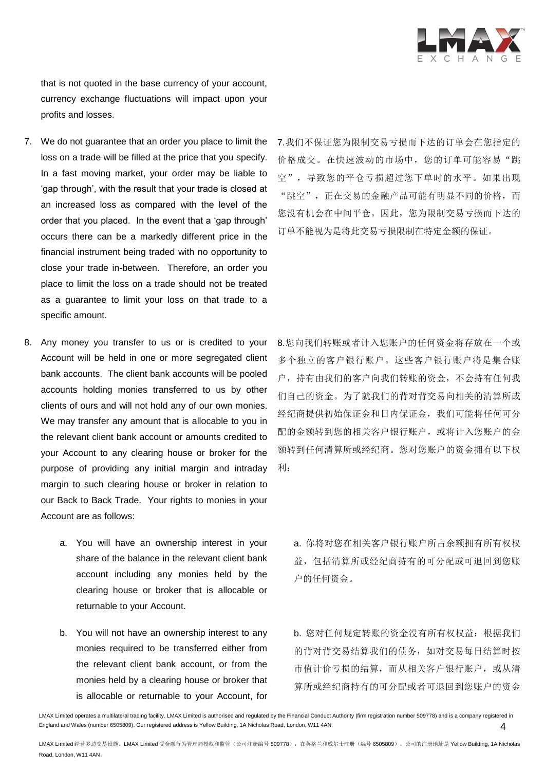that is not quoted in the base currency of your account, currency exchange fluctuations will impact upon your profits and losses.

7. We do not guarantee that an order you place to limit the loss on a trade will be filled at the price that you specify. In a fast moving market, your order may be liable to 'gap through', with the result that your trade is closed at an increased loss as compared with the level of the order that you placed. In the event that a 'gap through' occurs there can be a markedly different price in the financial instrument being traded with no opportunity to close your trade in-between. Therefore, an order you place to limit the loss on a trade should not be treated as a guarantee to limit your loss on that trade to a specific amount.

7.我们不保证您为限制交易亏损而下达的订单会在您指定的价格成交。在快速波动的市场中，您的订单可能容易“跳空”，导致您的平仓亏损超过您下单时的水平。如果出现“跳空”，正在交易的金融产品可能有明显不同的价格，而您没有机会在中间平仓。因此，您为限制交易亏损而下达的订单不能视为是将此交易亏损限制在特定金额的保证。

8. Any money you transfer to us or is credited to your Account will be held in one or more segregated client bank accounts. The client bank accounts will be pooled accounts holding monies transferred to us by other clients of ours and will not hold any of our own monies. We may transfer any amount that is allocable to you in the relevant client bank account or amounts credited to your Account to any clearing house or broker for the purpose of providing any initial margin and intraday margin to such clearing house or broker in relation to our Back to Back Trade. Your rights to monies in your Account are as follows:

   a. You will have an ownership interest in your share of the balance in the relevant client bank account including any monies held by the clearing house or broker that is allocable or returnable to your Account.

   b. You will not have an ownership interest to any monies required to be transferred either from the relevant client bank account, or from the monies held by a clearing house or broker that is allocable or returnable to your Account, for

8.您向我们转账或者计入您账户的任何资金将存放在一个或多个独立的客户银行账户。这些客户银行账户将是集合账户，持有由我们的客户向我们转账的资金，不会持有任何我们自己的资金。为了就我们的背对背交易向相关的清算所或经纪商提供初始保证金和日内保证金，我们可能将任何可分配的金额转到您的相关客户银行账户，或将计入您账户的金额转到任何清算所或经纪商。您对您账户的资金拥有以下权利：

   a. 你将对您在相关客户银行账户所占余额拥有所有权权益，包括清算所或经纪商持有的可分配或可退回到您账户的任何资金。

   b. 您对任何规定转账的资金没有所有权权益：根据我们的背对背交易结算我们的债务，如对交易每日结算时按市值计价亏损的结算，而从相关客户银行账户，或从清算所或经纪商持有的可分配或者可退回到您账户的资金

LMAX Limited operates a multilateral trading facility. LMAX Limited is authorised and regulated by the Financial Conduct Authority (firm registration number 509778) and is a company registered in England and Wales (number 6505809). Our registered address is Yellow Building, 1A Nicholas Road, London, W11 4AN.

LMAX Limited 经营多边交易设施。LMAX Limited 受金融行为管理局授权和监管（公司注册编号 509778），在英格兰和威尔士注册（编号 6505809）。公司的注册地址是 Yellow Building, 1A Nicholas Road, London, W11 4AN。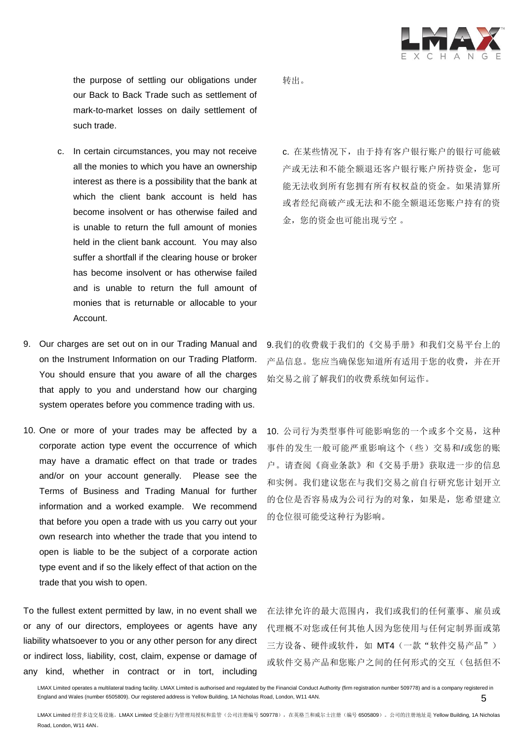the purpose of settling our obligations under our Back to Back Trade such as settlement of mark-to-market losses on daily settlement of such trade.

转出。

c. In certain circumstances, you may not receive all the monies to which you have an ownership interest as there is a possibility that the bank at which the client bank account is held has become insolvent or has otherwise failed and is unable to return the full amount of monies held in the client bank account. You may also suffer a shortfall if the clearing house or broker has become insolvent or has otherwise failed and is unable to return the full amount of monies that is returnable or allocable to your Account.

c. 在某些情况下，由于持有客户银行账户的银行可能破产或无法和不能全额退还客户银行账户所持资金，您可能无法收到所有您拥有所有权权益的资金。如果清算所或者经纪商破产或无法和不能全额退还您账户持有的资金，您的资金也可能出现亏空 。

9. Our charges are set out on in our Trading Manual and on the Instrument Information on our Trading Platform. You should ensure that you aware of all the charges that apply to you and understand how our charging system operates before you commence trading with us.

9.我们的收费载于我们的《交易手册》和我们交易平台上的产品信息。您应当确保您知道所有适用于您的收费，并在开始交易之前了解我们的收费系统如何运作。

10. One or more of your trades may be affected by a corporate action type event the occurrence of which may have a dramatic effect on that trade or trades and/or on your account generally. Please see the Terms of Business and Trading Manual for further information and a worked example. We recommend that before you open a trade with us you carry out your own research into whether the trade that you intend to open is liable to be the subject of a corporate action type event and if so the likely effect of that action on the trade that you wish to open.

10. 公司行为类型事件可能影响您的一个或多个交易，这种事件的发生一般可能严重影响这个（些）交易和/或您的账户。请查阅《商业条款》和《交易手册》获取进一步的信息和实例。我们建议您在与我们交易之前自行研究您计划开立的仓位是否容易成为公司行为的对象，如果是，您希望建立的仓位很可能受这种行为影响。

To the fullest extent permitted by law, in no event shall we or any of our directors, employees or agents have any liability whatsoever to you or any other person for any direct or indirect loss, liability, cost, claim, expense or damage of any kind, whether in contract or in tort, including

在法律允许的最大范围内，我们或我们的任何董事、雇员或代理概不对您或任何其他人因为您使用与任何定制界面或第三方设备、硬件或软件，如 MT4（一款“软件交易产品”）或软件交易产品和您账户之间的任何形式的交互（包括但不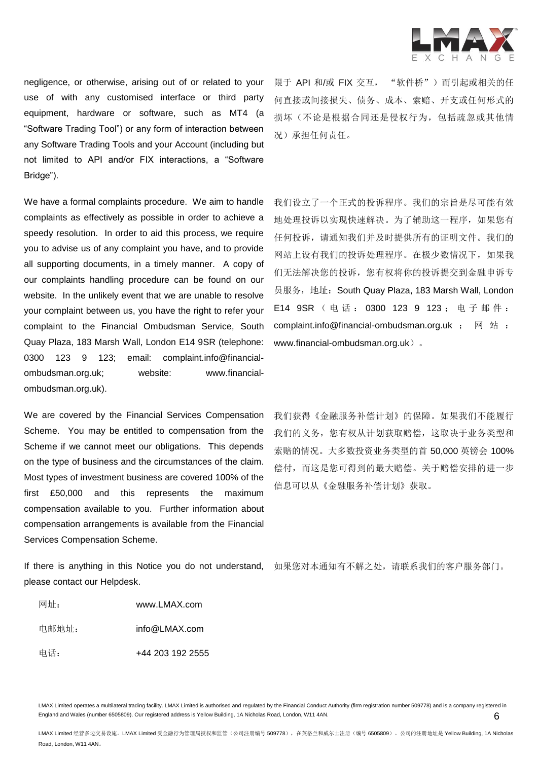negligence, or otherwise, arising out of or related to your use of with any customised interface or third party equipment, hardware or software, such as MT4 (a "Software Trading Tool") or any form of interaction between any Software Trading Tools and your Account (including but not limited to API and/or FIX interactions, a "Software Bridge").

限于 API 和/或 FIX 交互，"软件桥"）而引起或相关的任何直接或间接损失、债务、成本、索赔、开支或任何形式的损坏（不论是根据合同还是侵权行为，包括疏忽或其他情况）承担任何责任。

We have a formal complaints procedure. We aim to handle complaints as effectively as possible in order to achieve a speedy resolution. In order to aid this process, we require you to advise us of any complaint you have, and to provide all supporting documents, in a timely manner. A copy of our complaints handling procedure can be found on our website. In the unlikely event that we are unable to resolve your complaint between us, you have the right to refer your complaint to the Financial Ombudsman Service, South Quay Plaza, 183 Marsh Wall, London E14 9SR (telephone: 0300 123 9 123; email: complaint.info@financial-ombudsman.org.uk; website: www.financial-ombudsman.org.uk).

我们设立了一个正式的投诉程序。我们的宗旨是尽可能有效地处理投诉以实现快速解决。为了辅助这一程序，如果您有任何投诉，请通知我们并及时提供所有的证明文件。我们的网站上设有我们的投诉处理程序。在极少数情况下，如果我们无法解决您的投诉，您有权将你的投诉提交到金融申诉专员服务，地址：South Quay Plaza, 183 Marsh Wall, London E14 9SR（电话：0300 123 9 123；电子邮件：complaint.info@financial-ombudsman.org.uk；网站：www.financial-ombudsman.org.uk）。

We are covered by the Financial Services Compensation Scheme. You may be entitled to compensation from the Scheme if we cannot meet our obligations. This depends on the type of business and the circumstances of the claim. Most types of investment business are covered 100% of the first £50,000 and this represents the maximum compensation available to you. Further information about compensation arrangements is available from the Financial Services Compensation Scheme.

我们获得《金融服务补偿计划》的保障。如果我们不能履行我们的义务，您有权从计划获取赔偿，这取决于业务类型和索赔的情况。大多数投资业务类型的首 50,000 英镑会 100% 偿付，而这是您可得到的最大赔偿。关于赔偿安排的进一步信息可以从《金融服务补偿计划》获取。

If there is anything in this Notice you do not understand, please contact our Helpdesk.

如果您对本通知有不解之处，请联系我们的客户服务部门。

| | |
|---|---|
| 网址： | www.LMAX.com |
| 电邮地址： | info@LMAX.com |
| 电话： | +44 203 192 2555 |

LMAX Limited operates a multilateral trading facility. LMAX Limited is authorised and regulated by the Financial Conduct Authority (firm registration number 509778) and is a company registered in England and Wales (number 6505809). Our registered address is Yellow Building, 1A Nicholas Road, London, W11 4AN.

LMAX Limited 经营多边交易设施。LMAX Limited 受金融行为管理局授权和监管（公司注册编号 509778），在英格兰和威尔士注册（编号 6505809）。公司的注册地址是 Yellow Building, 1A Nicholas Road, London, W11 4AN。